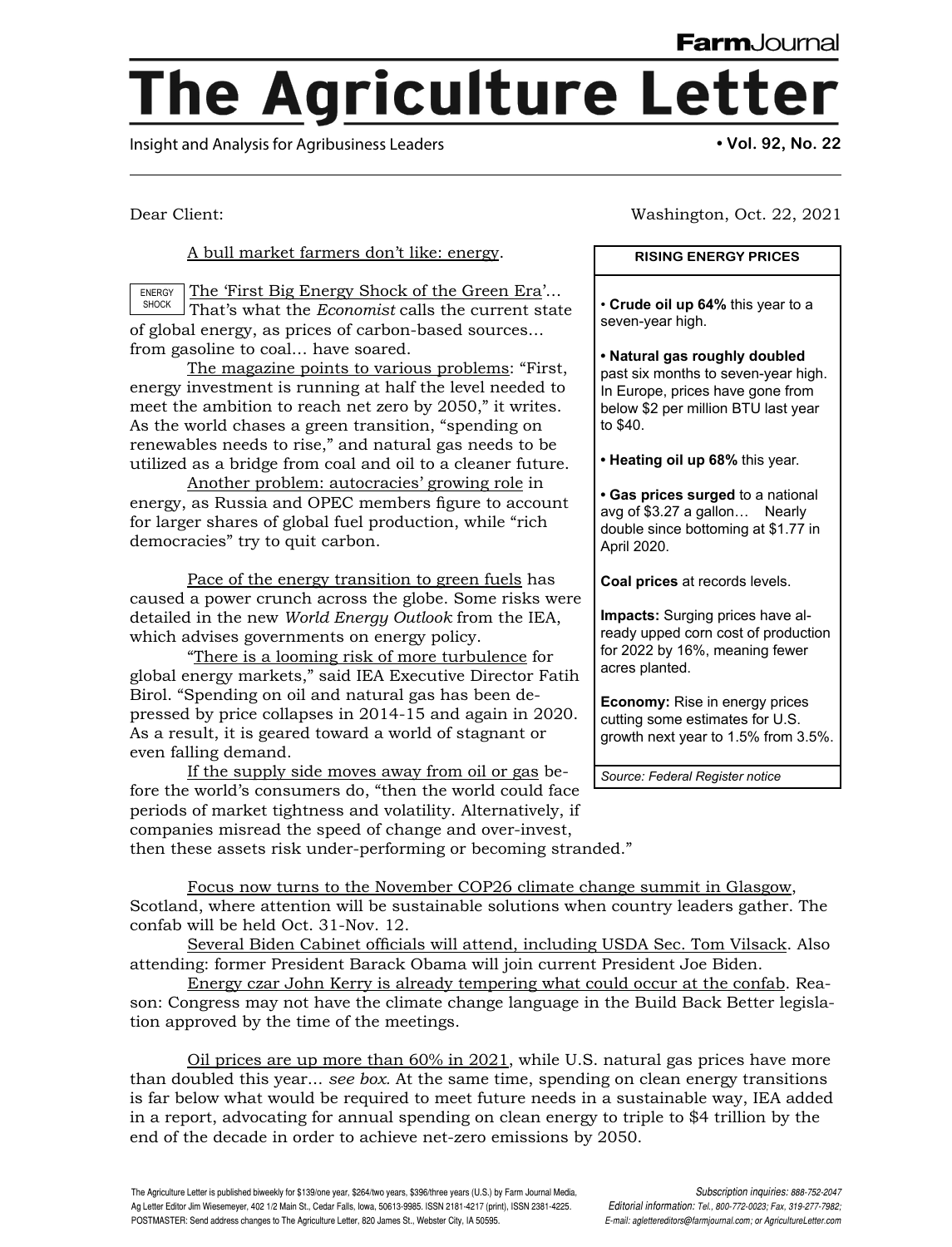Farm Journal

# The Agriculture Letter

Insight and Analysis for Agribusiness Leaders

Dear Client: Washington, Oct. 22, 2021

A bull market farmers don't like: energy.

ENERGY SHOCK

The 'First Big Energy Shock of the Green Era'… That's what the *Economist* calls the current state of global energy, as prices of carbon-based sources… from gasoline to coal… have soared.

The magazine points to various problems: "First, energy investment is running at half the level needed to meet the ambition to reach net zero by 2050," it writes. As the world chases a green transition, "spending on renewables needs to rise," and natural gas needs to be utilized as a bridge from coal and oil to a cleaner future.

Another problem: autocracies' growing role in energy, as Russia and OPEC members figure to account for larger shares of global fuel production, while "rich democracies" try to quit carbon.

Pace of the energy transition to green fuels has caused a power crunch across the globe. Some risks were detailed in the new *World Energy Outlook* from the IEA, which advises governments on energy policy.

"There is a looming risk of more turbulence for global energy markets," said IEA Executive Director Fatih Birol. "Spending on oil and natural gas has been depressed by price collapses in 2014-15 and again in 2020. As a result, it is geared toward a world of stagnant or even falling demand.

If the supply side moves away from oil or gas before the world's consumers do, "then the world could face periods of market tightness and volatility. Alternatively, if companies misread the speed of change and over-invest, then these assets risk under-performing or becoming stranded."

**RISING ENERGY PRICES**

- **Crude oil up 64%** this year to a seven-year high.
- **Natural gas roughly doubled** past six months to seven-year high. In Europe, prices have gone from below $2 per million BTU last year to $40.
- **Heating oil up 68%** this year.
- **Gas prices surged** to a national avg of $3.27 a gallon… Nearly double since bottoming at $1.77 in April 2020.

**Coal prices** at records levels.

**Impacts:** Surging prices have already upped corn cost of production for 2022 by 16%, meaning fewer acres planted.

**Economy:** Rise in energy prices cutting some estimates for U.S. growth next year to 1.5% from 3.5%.

*Source: Federal Register notice*

Focus now turns to the November COP26 climate change summit in Glasgow, Scotland, where attention will be sustainable solutions when country leaders gather. The confab will be held Oct. 31-Nov. 12.

Several Biden Cabinet officials will attend, including USDA Sec. Tom Vilsack. Also attending: former President Barack Obama will join current President Joe Biden.

Energy czar John Kerry is already tempering what could occur at the confab. Reason: Congress may not have the climate change language in the Build Back Better legislation approved by the time of the meetings.

Oil prices are up more than 60% in 2021, while U.S. natural gas prices have more than doubled this year… *see box*. At the same time, spending on clean energy transitions is far below what would be required to meet future needs in a sustainable way, IEA added in a report, advocating for annual spending on clean energy to triple to $4 trillion by the end of the decade in order to achieve net-zero emissions by 2050.

The Agriculture Letter is published biweekly for $139/one year, $264/two years, $396/three years (U.S.) by Farm Journal Media, Ag Letter Editor Jim Wiesemeyer, 402 1/2 Main St., Cedar Falls, Iowa, 50613-9985. ISSN 2181-4217 (print), ISSN 2381-4225. POSTMASTER: Send address changes to The Agriculture Letter, 820 James St., Webster City, IA 50595.

*Subscription inquiries: 888-752-2047*
*Editorial information: Tel., 800-772-0023; Fax, 319-277-7982; E-mail: aglettereditors@farmjournal.com; or AgricultureLetter.com*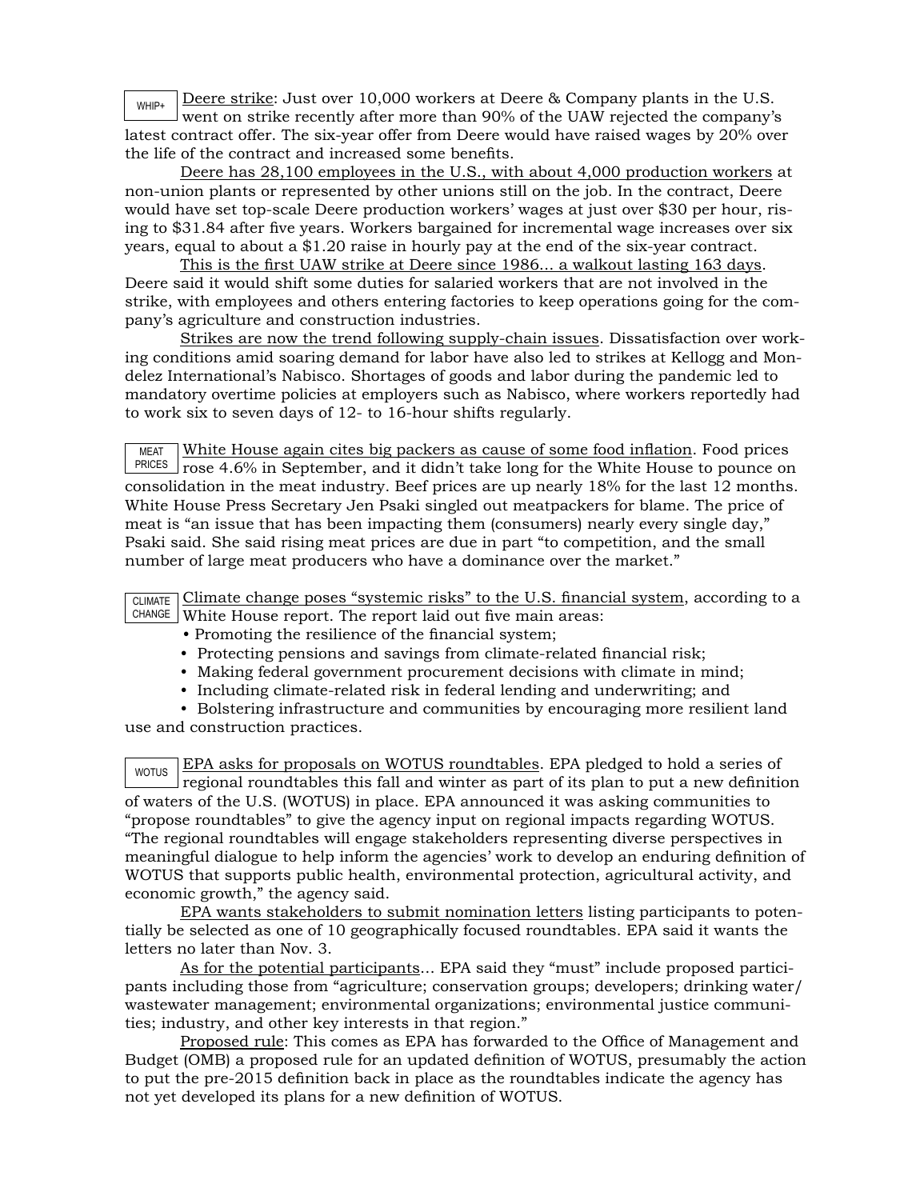WHIP+ Deere strike: Just over 10,000 workers at Deere & Company plants in the U.S. went on strike recently after more than 90% of the UAW rejected the company's latest contract offer. The six-year offer from Deere would have raised wages by 20% over the life of the contract and increased some benefits.

Deere has 28,100 employees in the U.S., with about 4,000 production workers at non-union plants or represented by other unions still on the job. In the contract, Deere would have set top-scale Deere production workers' wages at just over $30 per hour, rising to $31.84 after five years. Workers bargained for incremental wage increases over six years, equal to about a $1.20 raise in hourly pay at the end of the six-year contract.

This is the first UAW strike at Deere since 1986... a walkout lasting 163 days. Deere said it would shift some duties for salaried workers that are not involved in the strike, with employees and others entering factories to keep operations going for the company's agriculture and construction industries.

Strikes are now the trend following supply-chain issues. Dissatisfaction over working conditions amid soaring demand for labor have also led to strikes at Kellogg and Mondelez International's Nabisco. Shortages of goods and labor during the pandemic led to mandatory overtime policies at employers such as Nabisco, where workers reportedly had to work six to seven days of 12- to 16-hour shifts regularly.

MEAT PRICES White House again cites big packers as cause of some food inflation. Food prices rose 4.6% in September, and it didn't take long for the White House to pounce on consolidation in the meat industry. Beef prices are up nearly 18% for the last 12 months. White House Press Secretary Jen Psaki singled out meatpackers for blame. The price of meat is "an issue that has been impacting them (consumers) nearly every single day," Psaki said. She said rising meat prices are due in part "to competition, and the small number of large meat producers who have a dominance over the market."

CLIMATE CHANGE Climate change poses "systemic risks" to the U.S. financial system, according to a White House report. The report laid out five main areas:

- Promoting the resilience of the financial system;
- Protecting pensions and savings from climate-related financial risk;
- Making federal government procurement decisions with climate in mind;
- Including climate-related risk in federal lending and underwriting; and
- Bolstering infrastructure and communities by encouraging more resilient land use and construction practices.

WOTUS EPA asks for proposals on WOTUS roundtables. EPA pledged to hold a series of regional roundtables this fall and winter as part of its plan to put a new definition of waters of the U.S. (WOTUS) in place. EPA announced it was asking communities to "propose roundtables" to give the agency input on regional impacts regarding WOTUS. "The regional roundtables will engage stakeholders representing diverse perspectives in meaningful dialogue to help inform the agencies' work to develop an enduring definition of WOTUS that supports public health, environmental protection, agricultural activity, and economic growth," the agency said.

EPA wants stakeholders to submit nomination letters listing participants to potentially be selected as one of 10 geographically focused roundtables. EPA said it wants the letters no later than Nov. 3.

As for the potential participants... EPA said they "must" include proposed participants including those from "agriculture; conservation groups; developers; drinking water/wastewater management; environmental organizations; environmental justice communities; industry, and other key interests in that region."

Proposed rule: This comes as EPA has forwarded to the Office of Management and Budget (OMB) a proposed rule for an updated definition of WOTUS, presumably the action to put the pre-2015 definition back in place as the roundtables indicate the agency has not yet developed its plans for a new definition of WOTUS.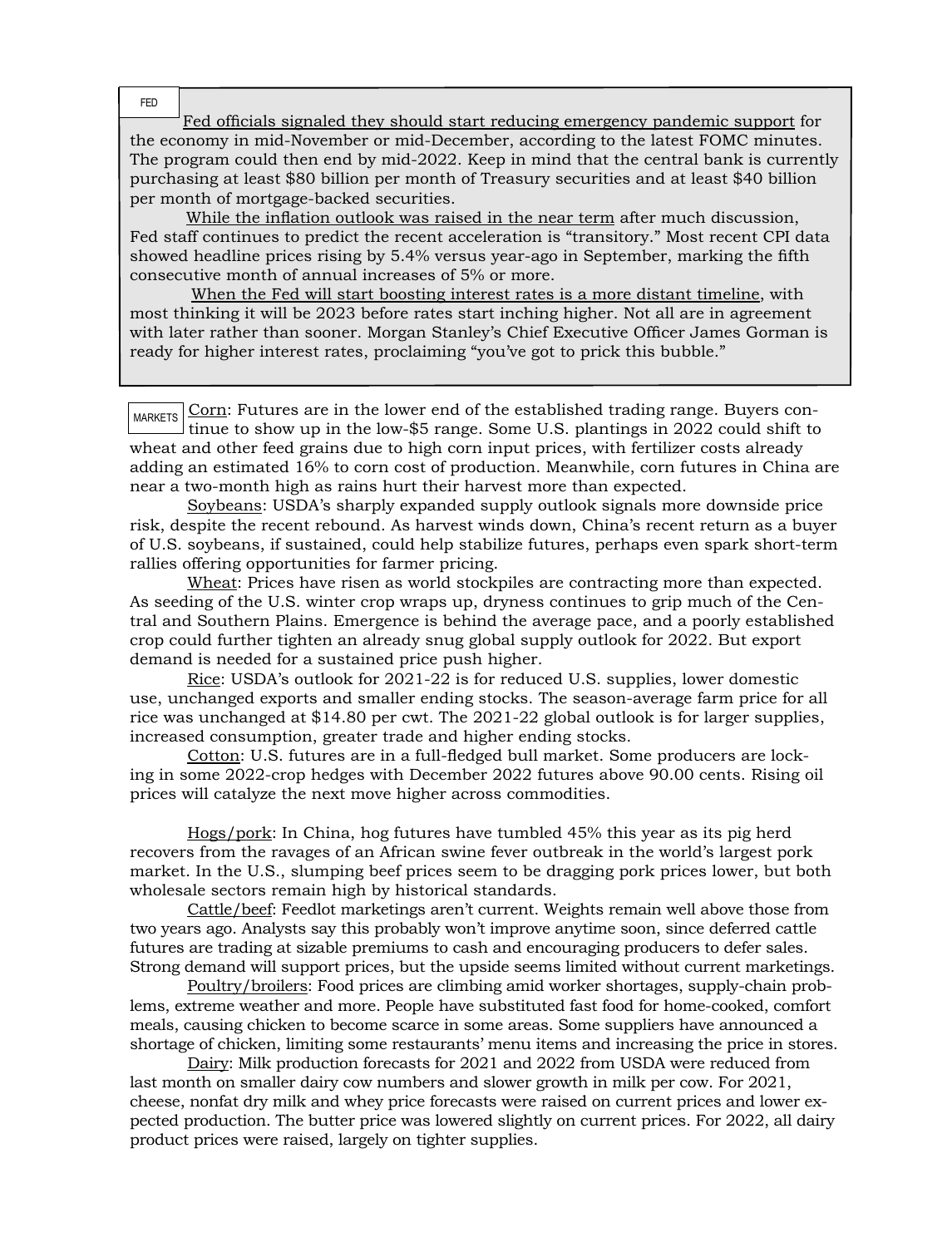FED

Fed officials signaled they should start reducing emergency pandemic support for the economy in mid-November or mid-December, according to the latest FOMC minutes. The program could then end by mid-2022. Keep in mind that the central bank is currently purchasing at least $80 billion per month of Treasury securities and at least $40 billion per month of mortgage-backed securities.

While the inflation outlook was raised in the near term after much discussion, Fed staff continues to predict the recent acceleration is "transitory." Most recent CPI data showed headline prices rising by 5.4% versus year-ago in September, marking the fifth consecutive month of annual increases of 5% or more.

When the Fed will start boosting interest rates is a more distant timeline, with most thinking it will be 2023 before rates start inching higher. Not all are in agreement with later rather than sooner. Morgan Stanley's Chief Executive Officer James Gorman is ready for higher interest rates, proclaiming "you've got to prick this bubble."

MARKETS

Corn: Futures are in the lower end of the established trading range. Buyers continue to show up in the low-$5 range. Some U.S. plantings in 2022 could shift to wheat and other feed grains due to high corn input prices, with fertilizer costs already adding an estimated 16% to corn cost of production. Meanwhile, corn futures in China are near a two-month high as rains hurt their harvest more than expected.

Soybeans: USDA's sharply expanded supply outlook signals more downside price risk, despite the recent rebound. As harvest winds down, China's recent return as a buyer of U.S. soybeans, if sustained, could help stabilize futures, perhaps even spark short-term rallies offering opportunities for farmer pricing.

Wheat: Prices have risen as world stockpiles are contracting more than expected. As seeding of the U.S. winter crop wraps up, dryness continues to grip much of the Central and Southern Plains. Emergence is behind the average pace, and a poorly established crop could further tighten an already snug global supply outlook for 2022. But export demand is needed for a sustained price push higher.

Rice: USDA's outlook for 2021-22 is for reduced U.S. supplies, lower domestic use, unchanged exports and smaller ending stocks. The season-average farm price for all rice was unchanged at $14.80 per cwt. The 2021-22 global outlook is for larger supplies, increased consumption, greater trade and higher ending stocks.

Cotton: U.S. futures are in a full-fledged bull market. Some producers are locking in some 2022-crop hedges with December 2022 futures above 90.00 cents. Rising oil prices will catalyze the next move higher across commodities.

Hogs/pork: In China, hog futures have tumbled 45% this year as its pig herd recovers from the ravages of an African swine fever outbreak in the world's largest pork market. In the U.S., slumping beef prices seem to be dragging pork prices lower, but both wholesale sectors remain high by historical standards.

Cattle/beef: Feedlot marketings aren't current. Weights remain well above those from two years ago. Analysts say this probably won't improve anytime soon, since deferred cattle futures are trading at sizable premiums to cash and encouraging producers to defer sales. Strong demand will support prices, but the upside seems limited without current marketings.

Poultry/broilers: Food prices are climbing amid worker shortages, supply-chain problems, extreme weather and more. People have substituted fast food for home-cooked, comfort meals, causing chicken to become scarce in some areas. Some suppliers have announced a shortage of chicken, limiting some restaurants' menu items and increasing the price in stores.

Dairy: Milk production forecasts for 2021 and 2022 from USDA were reduced from last month on smaller dairy cow numbers and slower growth in milk per cow. For 2021, cheese, nonfat dry milk and whey price forecasts were raised on current prices and lower expected production. The butter price was lowered slightly on current prices. For 2022, all dairy product prices were raised, largely on tighter supplies.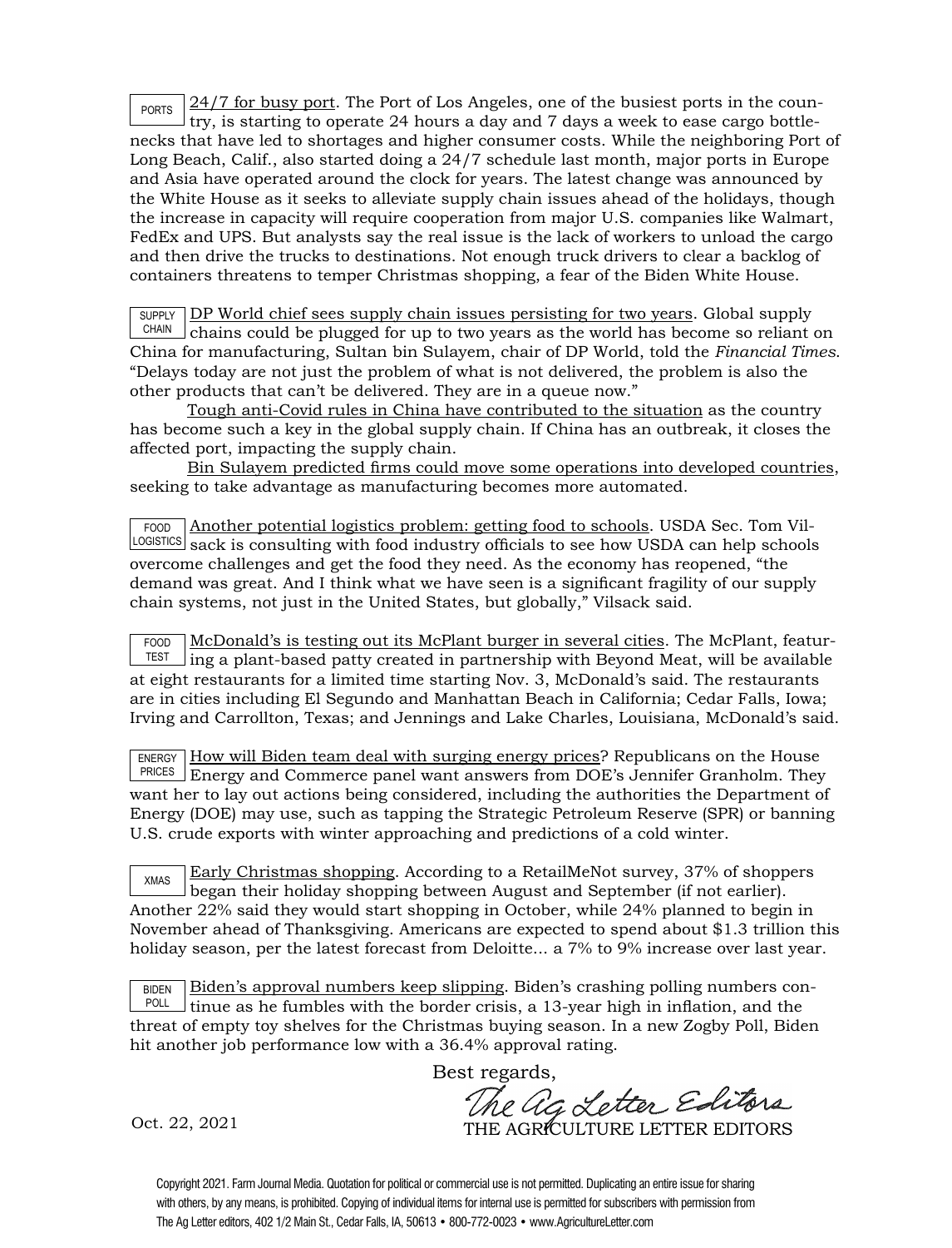PORTS <u>24/7 for busy port</u>. The Port of Los Angeles, one of the busiest ports in the country, is starting to operate 24 hours a day and 7 days a week to ease cargo bottlenecks that have led to shortages and higher consumer costs. While the neighboring Port of Long Beach, Calif., also started doing a 24/7 schedule last month, major ports in Europe and Asia have operated around the clock for years. The latest change was announced by the White House as it seeks to alleviate supply chain issues ahead of the holidays, though the increase in capacity will require cooperation from major U.S. companies like Walmart, FedEx and UPS. But analysts say the real issue is the lack of workers to unload the cargo and then drive the trucks to destinations. Not enough truck drivers to clear a backlog of containers threatens to temper Christmas shopping, a fear of the Biden White House.

SUPPLY CHAIN <u>DP World chief sees supply chain issues persisting for two years</u>. Global supply chains could be plugged for up to two years as the world has become so reliant on China for manufacturing, Sultan bin Sulayem, chair of DP World, told the *Financial Times*. "Delays today are not just the problem of what is not delivered, the problem is also the other products that can't be delivered. They are in a queue now."

<u>Tough anti-Covid rules in China have contributed to the situation</u> as the country has become such a key in the global supply chain. If China has an outbreak, it closes the affected port, impacting the supply chain.

<u>Bin Sulayem predicted firms could move some operations into developed countries</u>, seeking to take advantage as manufacturing becomes more automated.

FOOD LOGISTICS <u>Another potential logistics problem: getting food to schools</u>. USDA Sec. Tom Vilsack is consulting with food industry officials to see how USDA can help schools overcome challenges and get the food they need. As the economy has reopened, "the demand was great. And I think what we have seen is a significant fragility of our supply chain systems, not just in the United States, but globally," Vilsack said.

FOOD TEST <u>McDonald's is testing out its McPlant burger in several cities</u>. The McPlant, featuring a plant-based patty created in partnership with Beyond Meat, will be available at eight restaurants for a limited time starting Nov. 3, McDonald's said. The restaurants are in cities including El Segundo and Manhattan Beach in California; Cedar Falls, Iowa; Irving and Carrollton, Texas; and Jennings and Lake Charles, Louisiana, McDonald's said.

ENERGY PRICES <u>How will Biden team deal with surging energy prices</u>? Republicans on the House Energy and Commerce panel want answers from DOE's Jennifer Granholm. They want her to lay out actions being considered, including the authorities the Department of Energy (DOE) may use, such as tapping the Strategic Petroleum Reserve (SPR) or banning U.S. crude exports with winter approaching and predictions of a cold winter.

XMAS <u>Early Christmas shopping</u>. According to a RetailMeNot survey, 37% of shoppers began their holiday shopping between August and September (if not earlier). Another 22% said they would start shopping in October, while 24% planned to begin in November ahead of Thanksgiving. Americans are expected to spend about $1.3 trillion this holiday season, per the latest forecast from Deloitte... a 7% to 9% increase over last year.

BIDEN POLL <u>Biden's approval numbers keep slipping</u>. Biden's crashing polling numbers continue as he fumbles with the border crisis, a 13-year high in inflation, and the threat of empty toy shelves for the Christmas buying season. In a new Zogby Poll, Biden hit another job performance low with a 36.4% approval rating.

Best regards,

*The Ag Letter Editors*

THE AGRICULTURE LETTER EDITORS

Oct. 22, 2021

Copyright 2021. Farm Journal Media. Quotation for political or commercial use is not permitted. Duplicating an entire issue for sharing with others, by any means, is prohibited. Copying of individual items for internal use is permitted for subscribers with permission from The Ag Letter editors, 402 1/2 Main St., Cedar Falls, IA, 50613 • 800-772-0023 • www.AgricultureLetter.com